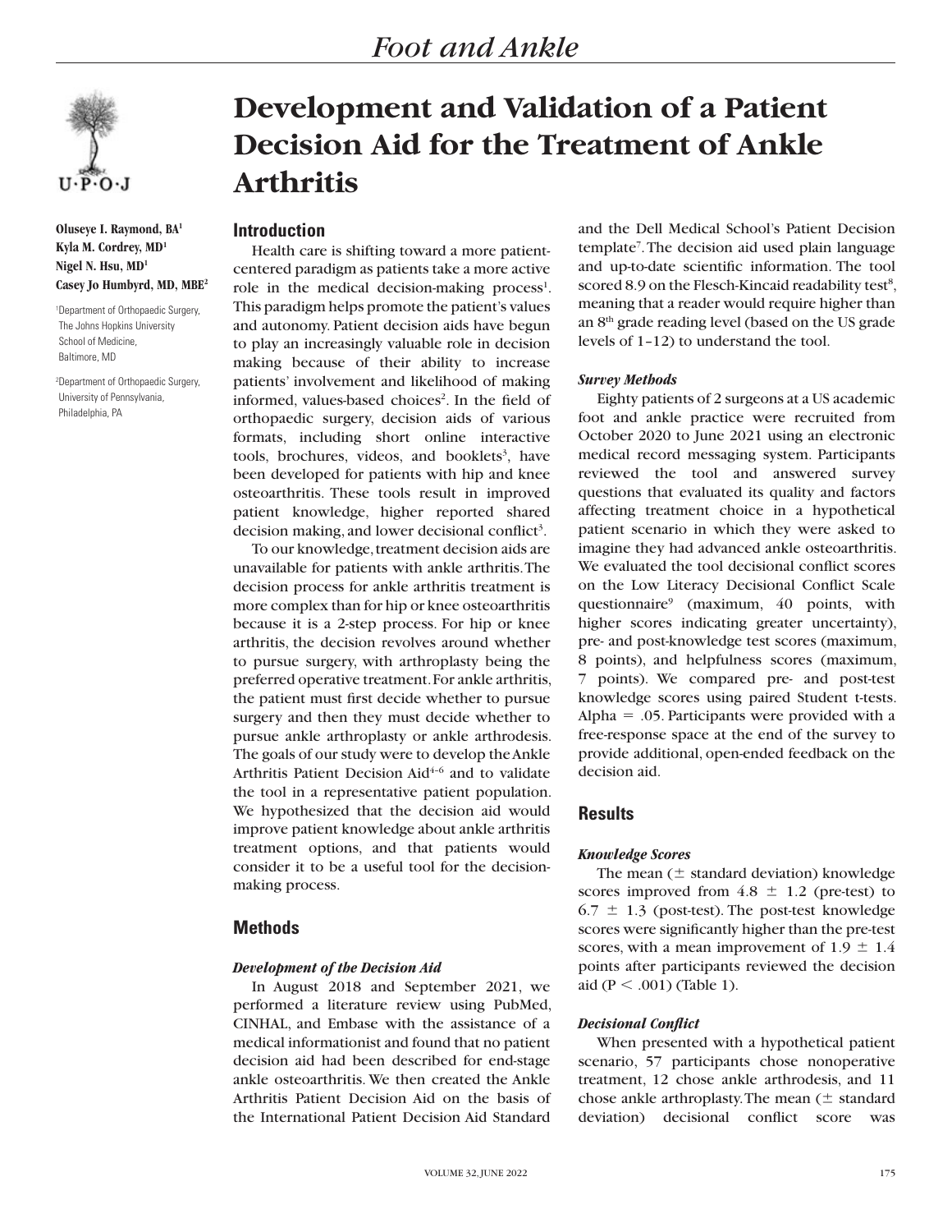# Development and Validation of a Patient Decision Aid for the Treatment of Ankle Arthritis

**Oluseyi I. Raymond, BA[1]**
**Kyla M. Cordrey, MD[1]**
**Nigel N. Hsu, MD[1]**
**Casey Jo Humbyrd, MD, MBE[2]**

[1]Department of Orthopaedic Surgery, The Johns Hopkins University School of Medicine, Baltimore, MD

[2]Department of Orthopaedic Surgery, University of Pennsylvania, Philadelphia, PA

## Introduction

Health care is shifting toward a more patient-centered paradigm as patients take a more active role in the medical decision-making process[1]. This paradigm helps promote the patient's values and autonomy. Patient decision aids have begun to play an increasingly valuable role in decision making because of their ability to increase patients' involvement and likelihood of making informed, values-based choices[2]. In the field of orthopaedic surgery, decision aids of various formats, including short online interactive tools, brochures, videos, and booklets[3], have been developed for patients with hip and knee osteoarthritis. These tools result in improved patient knowledge, higher reported shared decision making, and lower decisional conflict[3].

To our knowledge, treatment decision aids are unavailable for patients with ankle arthritis. The decision process for ankle arthritis treatment is more complex than for hip or knee osteoarthritis because it is a 2-step process. For hip or knee arthritis, the decision revolves around whether to pursue surgery, with arthroplasty being the preferred operative treatment. For ankle arthritis, the patient must first decide whether to pursue surgery and then they must decide whether to pursue ankle arthroplasty or ankle arthrodesis. The goals of our study were to develop the Ankle Arthritis Patient Decision Aid[4–6] and to validate the tool in a representative patient population. We hypothesized that the decision aid would improve patient knowledge about ankle arthritis treatment options, and that patients would consider it to be a useful tool for the decision-making process.

## Methods

### *Development of the Decision Aid*

In August 2018 and September 2021, we performed a literature review using PubMed, CINHAL, and Embase with the assistance of a medical informationist and found that no patient decision aid had been described for end-stage ankle osteoarthritis. We then created the Ankle Arthritis Patient Decision Aid on the basis of the International Patient Decision Aid Standard and the Dell Medical School's Patient Decision template[7]. The decision aid used plain language and up-to-date scientific information. The tool scored 8.9 on the Flesch-Kincaid readability test[8], meaning that a reader would require higher than an 8th grade reading level (based on the US grade levels of 1–12) to understand the tool.

### *Survey Methods*

Eighty patients of 2 surgeons at a US academic foot and ankle practice were recruited from October 2020 to June 2021 using an electronic medical record messaging system. Participants reviewed the tool and answered survey questions that evaluated its quality and factors affecting treatment choice in a hypothetical patient scenario in which they were asked to imagine they had advanced ankle osteoarthritis. We evaluated the tool decisional conflict scores on the Low Literacy Decisional Conflict Scale questionnaire[9] (maximum, 40 points, with higher scores indicating greater uncertainty), pre- and post-knowledge test scores (maximum, 8 points), and helpfulness scores (maximum, 7 points). We compared pre- and post-test knowledge scores using paired Student t-tests. Alpha = .05. Participants were provided with a free-response space at the end of the survey to provide additional, open-ended feedback on the decision aid.

## Results

### *Knowledge Scores*

The mean ($\pm$ standard deviation) knowledge scores improved from $4.8 \pm 1.2$ (pre-test) to $6.7 \pm 1.3$ (post-test). The post-test knowledge scores were significantly higher than the pre-test scores, with a mean improvement of $1.9 \pm 1.4$ points after participants reviewed the decision aid ($P < .001$) (Table 1).

### *Decisional Conflict*

When presented with a hypothetical patient scenario, 57 participants chose nonoperative treatment, 12 chose ankle arthrodesis, and 11 chose ankle arthroplasty. The mean ($\pm$ standard deviation) decisional conflict score was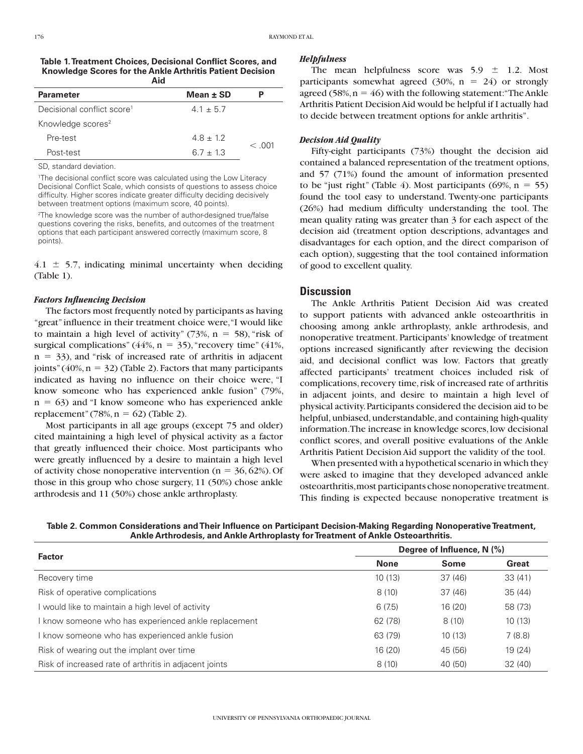**Table 1. Treatment Choices, Decisional Conflict Scores, and Knowledge Scores for the Ankle Arthritis Patient Decision Aid**

| Parameter | Mean ± SD | P |
|---|---|---|
| Decisional conflict score[1] | 4.1 ± 5.7 | |
| Knowledge scores[2] | | |
| Pre-test | 4.8 ± 1.2 | < .001 |
| Post-test | 6.7 ± 1.3 | |

SD, standard deviation.

[1]The decisional conflict score was calculated using the Low Literacy Decisional Conflict Scale, which consists of questions to assess choice difficulty. Higher scores indicate greater difficulty deciding decisively between treatment options (maximum score, 40 points).

[2]The knowledge score was the number of author-designed true/false questions covering the risks, benefits, and outcomes of the treatment options that each participant answered correctly (maximum score, 8 points).

4.1 ± 5.7, indicating minimal uncertainty when deciding (Table 1).

### *Factors Influencing Decision*

The factors most frequently noted by participants as having "great" influence in their treatment choice were, "I would like to maintain a high level of activity" (73%, n = 58), "risk of surgical complications" (44%, n = 35), "recovery time" (41%, n = 33), and "risk of increased rate of arthritis in adjacent joints" (40%, n = 32) (Table 2). Factors that many participants indicated as having no influence on their choice were, "I know someone who has experienced ankle fusion" (79%, n = 63) and "I know someone who has experienced ankle replacement" (78%, n = 62) (Table 2).

Most participants in all age groups (except 75 and older) cited maintaining a high level of physical activity as a factor that greatly influenced their choice. Most participants who were greatly influenced by a desire to maintain a high level of activity chose nonoperative intervention (n = 36, 62%). Of those in this group who chose surgery, 11 (50%) chose ankle arthrodesis and 11 (50%) chose ankle arthroplasty.

### *Helpfulness*

The mean helpfulness score was 5.9 ± 1.2. Most participants somewhat agreed (30%, n = 24) or strongly agreed (58%, n = 46) with the following statement: "The Ankle Arthritis Patient Decision Aid would be helpful if I actually had to decide between treatment options for ankle arthritis".

### *Decision Aid Quality*

Fifty-eight participants (73%) thought the decision aid contained a balanced representation of the treatment options, and 57 (71%) found the amount of information presented to be "just right" (Table 4). Most participants (69%, n = 55) found the tool easy to understand. Twenty-one participants (26%) had medium difficulty understanding the tool. The mean quality rating was greater than 3 for each aspect of the decision aid (treatment option descriptions, advantages and disadvantages for each option, and the direct comparison of each option), suggesting that the tool contained information of good to excellent quality.

## Discussion

The Ankle Arthritis Patient Decision Aid was created to support patients with advanced ankle osteoarthritis in choosing among ankle arthroplasty, ankle arthrodesis, and nonoperative treatment. Participants' knowledge of treatment options increased significantly after reviewing the decision aid, and decisional conflict was low. Factors that greatly affected participants' treatment choices included risk of complications, recovery time, risk of increased rate of arthritis in adjacent joints, and desire to maintain a high level of physical activity. Participants considered the decision aid to be helpful, unbiased, understandable, and containing high-quality information. The increase in knowledge scores, low decisional conflict scores, and overall positive evaluations of the Ankle Arthritis Patient Decision Aid support the validity of the tool.

When presented with a hypothetical scenario in which they were asked to imagine that they developed advanced ankle osteoarthritis, most participants chose nonoperative treatment. This finding is expected because nonoperative treatment is

**Table 2. Common Considerations and Their Influence on Participant Decision-Making Regarding Nonoperative Treatment, Ankle Arthrodesis, and Ankle Arthroplasty for Treatment of Ankle Osteoarthritis.**

| Factor | Degree of Influence, N (%) | | |
|---|---|---|---|
| | None | Some | Great |
| Recovery time | 10 (13) | 37 (46) | 33 (41) |
| Risk of operative complications | 8 (10) | 37 (46) | 35 (44) |
| I would like to maintain a high level of activity | 6 (7.5) | 16 (20) | 58 (73) |
| I know someone who has experienced ankle replacement | 62 (78) | 8 (10) | 10 (13) |
| I know someone who has experienced ankle fusion | 63 (79) | 10 (13) | 7 (8.8) |
| Risk of wearing out the implant over time | 16 (20) | 45 (56) | 19 (24) |
| Risk of increased rate of arthritis in adjacent joints | 8 (10) | 40 (50) | 32 (40) |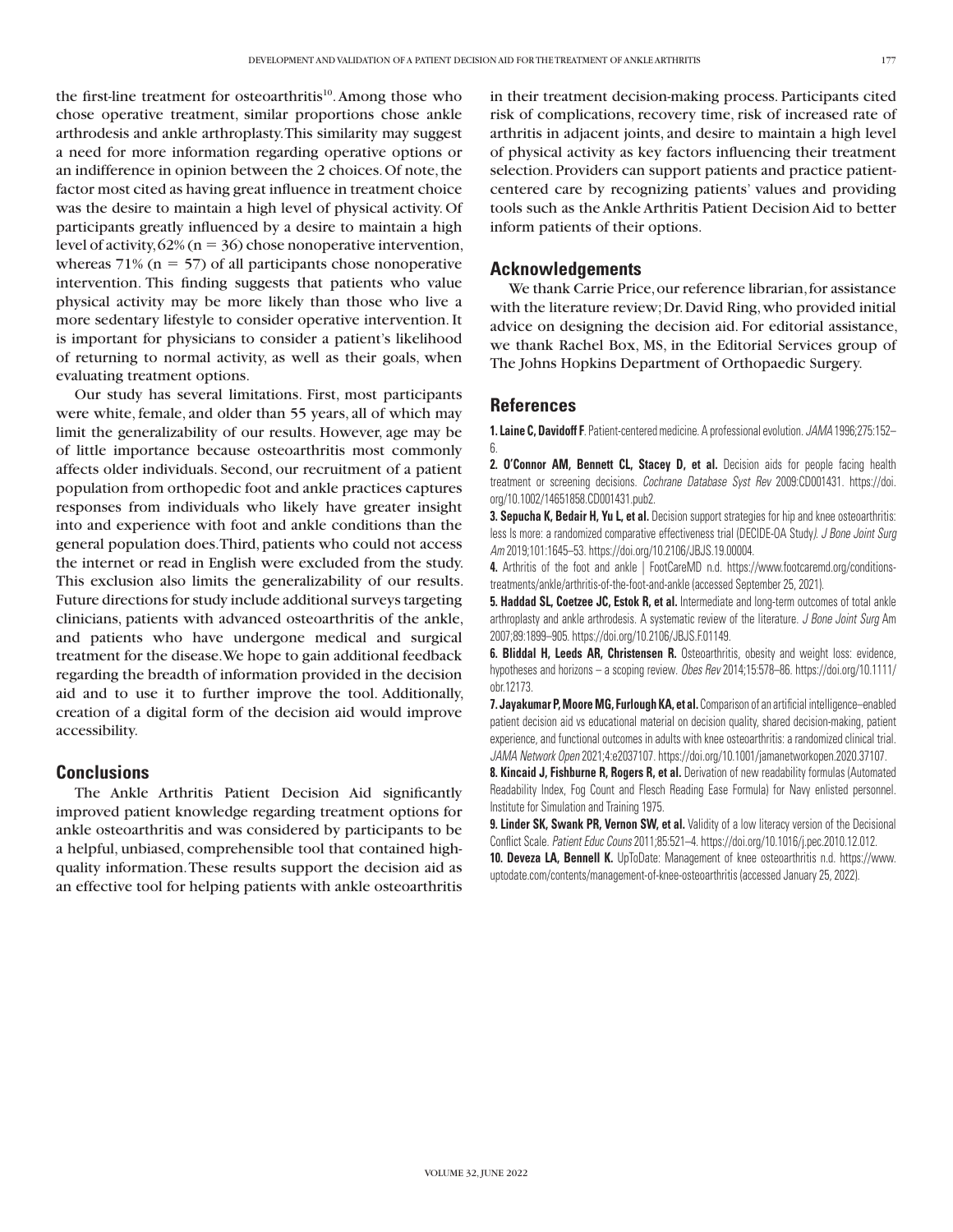the first-line treatment for osteoarthritis[10]. Among those who chose operative treatment, similar proportions chose ankle arthrodesis and ankle arthroplasty. This similarity may suggest a need for more information regarding operative options or an indifference in opinion between the 2 choices. Of note, the factor most cited as having great influence in treatment choice was the desire to maintain a high level of physical activity. Of participants greatly influenced by a desire to maintain a high level of activity, 62% (n = 36) chose nonoperative intervention, whereas 71% (n = 57) of all participants chose nonoperative intervention. This finding suggests that patients who value physical activity may be more likely than those who live a more sedentary lifestyle to consider operative intervention. It is important for physicians to consider a patient's likelihood of returning to normal activity, as well as their goals, when evaluating treatment options.

Our study has several limitations. First, most participants were white, female, and older than 55 years, all of which may limit the generalizability of our results. However, age may be of little importance because osteoarthritis most commonly affects older individuals. Second, our recruitment of a patient population from orthopedic foot and ankle practices captures responses from individuals who likely have greater insight into and experience with foot and ankle conditions than the general population does. Third, patients who could not access the internet or read in English were excluded from the study. This exclusion also limits the generalizability of our results. Future directions for study include additional surveys targeting clinicians, patients with advanced osteoarthritis of the ankle, and patients who have undergone medical and surgical treatment for the disease. We hope to gain additional feedback regarding the breadth of information provided in the decision aid and to use it to further improve the tool. Additionally, creation of a digital form of the decision aid would improve accessibility.

## Conclusions

The Ankle Arthritis Patient Decision Aid significantly improved patient knowledge regarding treatment options for ankle osteoarthritis and was considered by participants to be a helpful, unbiased, comprehensible tool that contained high-quality information. These results support the decision aid as an effective tool for helping patients with ankle osteoarthritis in their treatment decision-making process. Participants cited risk of complications, recovery time, risk of increased rate of arthritis in adjacent joints, and desire to maintain a high level of physical activity as key factors influencing their treatment selection. Providers can support patients and practice patient-centered care by recognizing patients' values and providing tools such as the Ankle Arthritis Patient Decision Aid to better inform patients of their options.

## Acknowledgements

We thank Carrie Price, our reference librarian, for assistance with the literature review; Dr. David Ring, who provided initial advice on designing the decision aid. For editorial assistance, we thank Rachel Box, MS, in the Editorial Services group of The Johns Hopkins Department of Orthopaedic Surgery.

## References

**1. Laine C, Davidoff F**. Patient-centered medicine. A professional evolution. *JAMA* 1996;275:152–6.

**2. O'Connor AM, Bennett CL, Stacey D, et al.** Decision aids for people facing health treatment or screening decisions. *Cochrane Database Syst Rev* 2009:CD001431. https://doi.org/10.1002/14651858.CD001431.pub2.

**3. Sepucha K, Bedair H, Yu L, et al.** Decision support strategies for hip and knee osteoarthritis: less Is more: a randomized comparative effectiveness trial (DECIDE-OA Study). *J Bone Joint Surg Am* 2019;101:1645–53. https://doi.org/10.2106/JBJS.19.00004.

**4.** Arthritis of the foot and ankle | FootCareMD n.d. https://www.footcaremd.org/conditions-treatments/ankle/arthritis-of-the-foot-and-ankle (accessed September 25, 2021).

**5. Haddad SL, Coetzee JC, Estok R, et al.** Intermediate and long-term outcomes of total ankle arthroplasty and ankle arthrodesis. A systematic review of the literature. *J Bone Joint Surg* Am 2007;89:1899–905. https://doi.org/10.2106/JBJS.F.01149.

**6. Bliddal H, Leeds AR, Christensen R.** Osteoarthritis, obesity and weight loss: evidence, hypotheses and horizons – a scoping review. *Obes Rev* 2014;15:578–86. https://doi.org/10.1111/obr.12173.

**7. Jayakumar P, Moore MG, Furlough KA, et al.** Comparison of an artificial intelligence–enabled patient decision aid vs educational material on decision quality, shared decision-making, patient experience, and functional outcomes in adults with knee osteoarthritis: a randomized clinical trial. *JAMA Network Open* 2021;4:e2037107. https://doi.org/10.1001/jamanetworkopen.2020.37107.

**8. Kincaid J, Fishburne R, Rogers R, et al.** Derivation of new readability formulas (Automated Readability Index, Fog Count and Flesch Reading Ease Formula) for Navy enlisted personnel. Institute for Simulation and Training 1975.

**9. Linder SK, Swank PR, Vernon SW, et al.** Validity of a low literacy version of the Decisional Conflict Scale. *Patient Educ Couns* 2011;85:521–4. https://doi.org/10.1016/j.pec.2010.12.012.

**10. Deveza LA, Bennell K.** UpToDate: Management of knee osteoarthritis n.d. https://www.uptodate.com/contents/management-of-knee-osteoarthritis (accessed January 25, 2022).